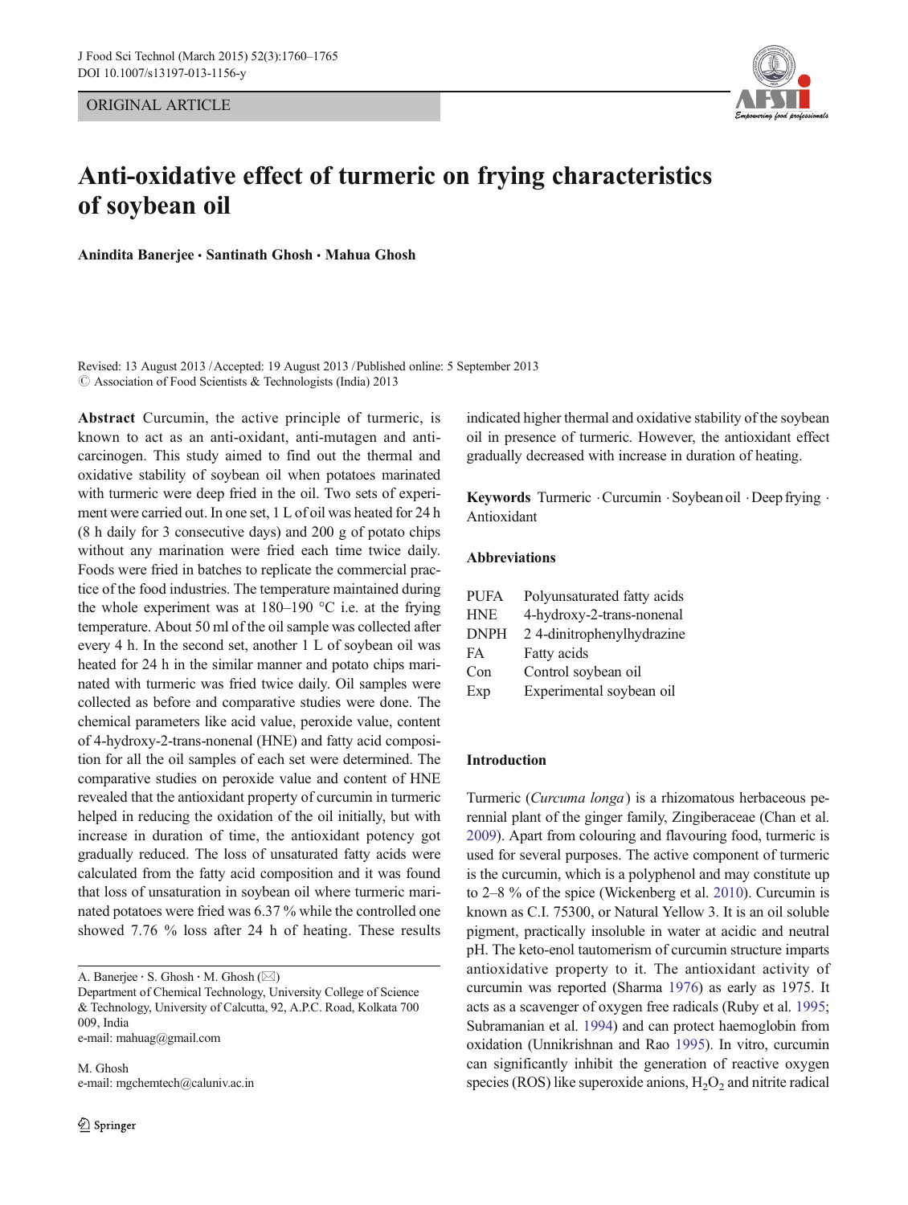ORIGINAL ARTICLE

# Anti-oxidative effect of turmeric on frying characteristics of soybean oil

**Anindita Banerjee · Santinath Ghosh · Mahua Ghosh**

Revised: 13 August 2013 / Accepted: 19 August 2013 / Published online: 5 September 2013
© Association of Food Scientists & Technologists (India) 2013

**Abstract** Curcumin, the active principle of turmeric, is known to act as an anti-oxidant, anti-mutagen and anti-carcinogen. This study aimed to find out the thermal and oxidative stability of soybean oil when potatoes marinated with turmeric were deep fried in the oil. Two sets of experiment were carried out. In one set, 1 L of oil was heated for 24 h (8 h daily for 3 consecutive days) and 200 g of potato chips without any marination were fried each time twice daily. Foods were fried in batches to replicate the commercial practice of the food industries. The temperature maintained during the whole experiment was at 180–190 °C i.e. at the frying temperature. About 50 ml of the oil sample was collected after every 4 h. In the second set, another 1 L of soybean oil was heated for 24 h in the similar manner and potato chips marinated with turmeric was fried twice daily. Oil samples were collected as before and comparative studies were done. The chemical parameters like acid value, peroxide value, content of 4-hydroxy-2-trans-nonenal (HNE) and fatty acid composition for all the oil samples of each set were determined. The comparative studies on peroxide value and content of HNE revealed that the antioxidant property of curcumin in turmeric helped in reducing the oxidation of the oil initially, but with increase in duration of time, the antioxidant potency got gradually reduced. The loss of unsaturated fatty acids were calculated from the fatty acid composition and it was found that loss of unsaturation in soybean oil where turmeric marinated potatoes were fried was 6.37 % while the controlled one showed 7.76 % loss after 24 h of heating. These results indicated higher thermal and oxidative stability of the soybean oil in presence of turmeric. However, the antioxidant effect gradually decreased with increase in duration of heating.

**Keywords** Turmeric · Curcumin · Soybean oil · Deep frying · Antioxidant

A. Banerjee · S. Ghosh · M. Ghosh (✉)
Department of Chemical Technology, University College of Science & Technology, University of Calcutta, 92, A.P.C. Road, Kolkata 700 009, India
e-mail: mahuag@gmail.com

M. Ghosh
e-mail: mgchemtech@caluniv.ac.in

### Abbreviations

| | |
|---|---|
| PUFA | Polyunsaturated fatty acids |
| HNE | 4-hydroxy-2-trans-nonenal |
| DNPH | 2 4-dinitrophenylhydrazine |
| FA | Fatty acids |
| Con | Control soybean oil |
| Exp | Experimental soybean oil |

## Introduction

Turmeric (*Curcuma longa*) is a rhizomatous herbaceous perennial plant of the ginger family, Zingiberaceae (Chan et al. 2009). Apart from colouring and flavouring food, turmeric is used for several purposes. The active component of turmeric is the curcumin, which is a polyphenol and may constitute up to 2–8 % of the spice (Wickenberg et al. 2010). Curcumin is known as C.I. 75300, or Natural Yellow 3. It is an oil soluble pigment, practically insoluble in water at acidic and neutral pH. The keto-enol tautomerism of curcumin structure imparts antioxidative property to it. The antioxidant activity of curcumin was reported (Sharma 1976) as early as 1975. It acts as a scavenger of oxygen free radicals (Ruby et al. 1995; Subramanian et al. 1994) and can protect haemoglobin from oxidation (Unnikrishnan and Rao 1995). In vitro, curcumin can significantly inhibit the generation of reactive oxygen species (ROS) like superoxide anions, $H_2O_2$ and nitrite radical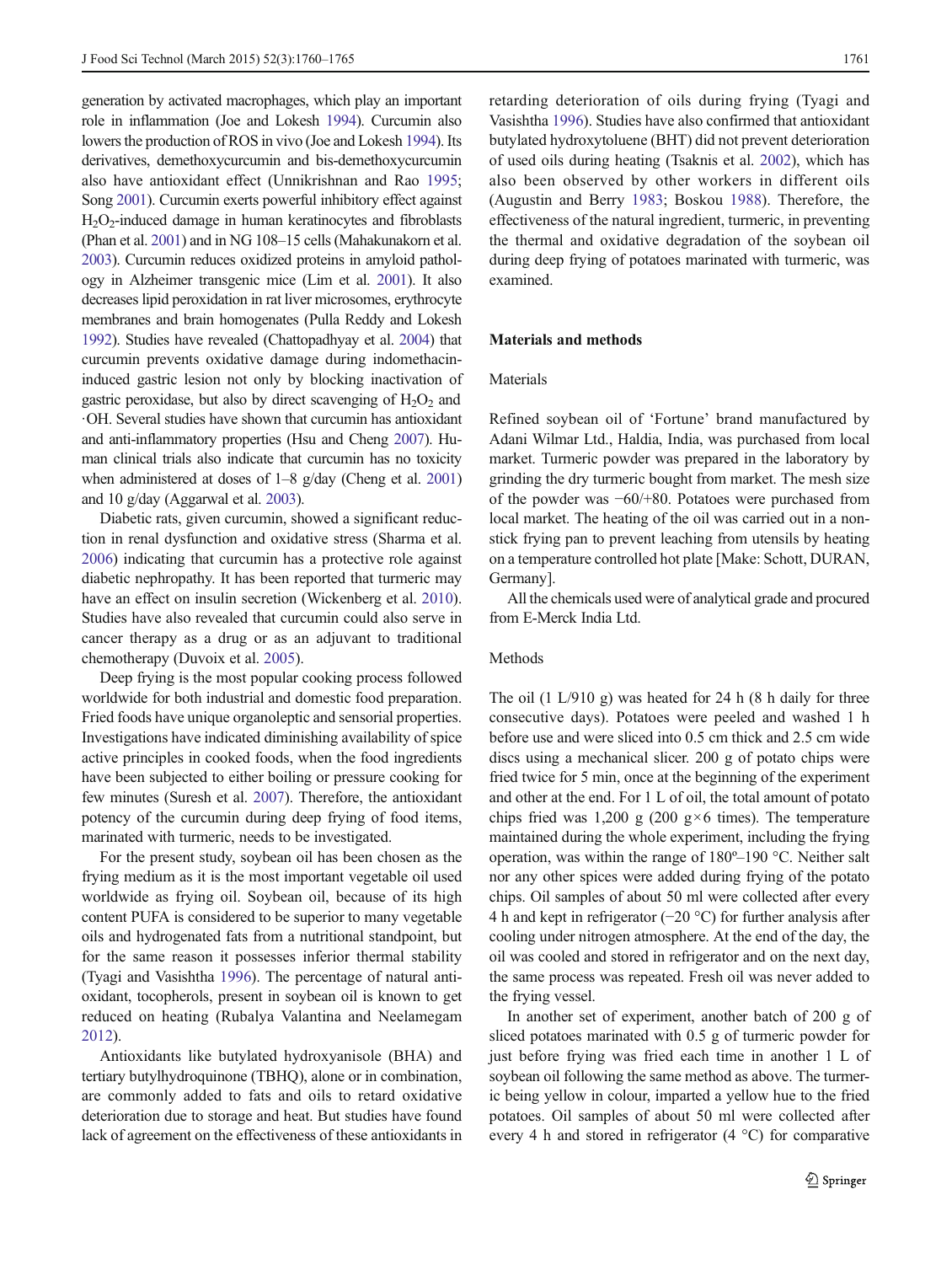generation by activated macrophages, which play an important role in inflammation (Joe and Lokesh 1994). Curcumin also lowers the production of ROS in vivo (Joe and Lokesh 1994). Its derivatives, demethoxycurcumin and bis-demethoxycurcumin also have antioxidant effect (Unnikrishnan and Rao 1995; Song 2001). Curcumin exerts powerful inhibitory effect against $H_2O_2$-induced damage in human keratinocytes and fibroblasts (Phan et al. 2001) and in NG 108–15 cells (Mahakunakorn et al. 2003). Curcumin reduces oxidized proteins in amyloid pathology in Alzheimer transgenic mice (Lim et al. 2001). It also decreases lipid peroxidation in rat liver microsomes, erythrocyte membranes and brain homogenates (Pulla Reddy and Lokesh 1992). Studies have revealed (Chattopadhyay et al. 2004) that curcumin prevents oxidative damage during indomethacin-induced gastric lesion not only by blocking inactivation of gastric peroxidase, but also by direct scavenging of $H_2O_2$ and ·OH. Several studies have shown that curcumin has antioxidant and anti-inflammatory properties (Hsu and Cheng 2007). Human clinical trials also indicate that curcumin has no toxicity when administered at doses of 1–8 g/day (Cheng et al. 2001) and 10 g/day (Aggarwal et al. 2003).

Diabetic rats, given curcumin, showed a significant reduction in renal dysfunction and oxidative stress (Sharma et al. 2006) indicating that curcumin has a protective role against diabetic nephropathy. It has been reported that turmeric may have an effect on insulin secretion (Wickenberg et al. 2010). Studies have also revealed that curcumin could also serve in cancer therapy as a drug or as an adjuvant to traditional chemotherapy (Duvoix et al. 2005).

Deep frying is the most popular cooking process followed worldwide for both industrial and domestic food preparation. Fried foods have unique organoleptic and sensorial properties. Investigations have indicated diminishing availability of spice active principles in cooked foods, when the food ingredients have been subjected to either boiling or pressure cooking for few minutes (Suresh et al. 2007). Therefore, the antioxidant potency of the curcumin during deep frying of food items, marinated with turmeric, needs to be investigated.

For the present study, soybean oil has been chosen as the frying medium as it is the most important vegetable oil used worldwide as frying oil. Soybean oil, because of its high content PUFA is considered to be superior to many vegetable oils and hydrogenated fats from a nutritional standpoint, but for the same reason it possesses inferior thermal stability (Tyagi and Vasishtha 1996). The percentage of natural antioxidant, tocopherols, present in soybean oil is known to get reduced on heating (Rubalya Valantina and Neelamegam 2012).

Antioxidants like butylated hydroxyanisole (BHA) and tertiary butylhydroquinone (TBHQ), alone or in combination, are commonly added to fats and oils to retard oxidative deterioration due to storage and heat. But studies have found lack of agreement on the effectiveness of these antioxidants in retarding deterioration of oils during frying (Tyagi and Vasishtha 1996). Studies have also confirmed that antioxidant butylated hydroxytoluene (BHT) did not prevent deterioration of used oils during heating (Tsaknis et al. 2002), which has also been observed by other workers in different oils (Augustin and Berry 1983; Boskou 1988). Therefore, the effectiveness of the natural ingredient, turmeric, in preventing the thermal and oxidative degradation of the soybean oil during deep frying of potatoes marinated with turmeric, was examined.

## Materials and methods

### Materials

Refined soybean oil of 'Fortune' brand manufactured by Adani Wilmar Ltd., Haldia, India, was purchased from local market. Turmeric powder was prepared in the laboratory by grinding the dry turmeric bought from market. The mesh size of the powder was −60/+80. Potatoes were purchased from local market. The heating of the oil was carried out in a non-stick frying pan to prevent leaching from utensils by heating on a temperature controlled hot plate [Make: Schott, DURAN, Germany].

All the chemicals used were of analytical grade and procured from E-Merck India Ltd.

### Methods

The oil (1 L/910 g) was heated for 24 h (8 h daily for three consecutive days). Potatoes were peeled and washed 1 h before use and were sliced into 0.5 cm thick and 2.5 cm wide discs using a mechanical slicer. 200 g of potato chips were fried twice for 5 min, once at the beginning of the experiment and other at the end. For 1 L of oil, the total amount of potato chips fried was 1,200 g (200 g×6 times). The temperature maintained during the whole experiment, including the frying operation, was within the range of 180º–190 °C. Neither salt nor any other spices were added during frying of the potato chips. Oil samples of about 50 ml were collected after every 4 h and kept in refrigerator (−20 °C) for further analysis after cooling under nitrogen atmosphere. At the end of the day, the oil was cooled and stored in refrigerator and on the next day, the same process was repeated. Fresh oil was never added to the frying vessel.

In another set of experiment, another batch of 200 g of sliced potatoes marinated with 0.5 g of turmeric powder for just before frying was fried each time in another 1 L of soybean oil following the same method as above. The turmeric being yellow in colour, imparted a yellow hue to the fried potatoes. Oil samples of about 50 ml were collected after every 4 h and stored in refrigerator (4 °C) for comparative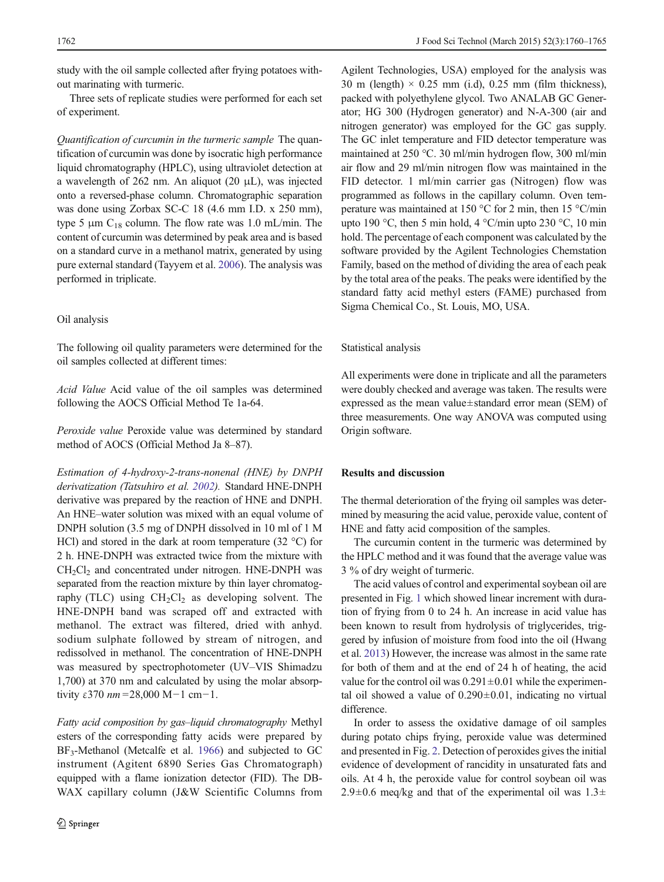study with the oil sample collected after frying potatoes without marinating with turmeric.

Three sets of replicate studies were performed for each set of experiment.

*Quantification of curcumin in the turmeric sample* The quantification of curcumin was done by isocratic high performance liquid chromatography (HPLC), using ultraviolet detection at a wavelength of 262 nm. An aliquot (20 μL), was injected onto a reversed-phase column. Chromatographic separation was done using Zorbax SC-C 18 (4.6 mm I.D. x 250 mm), type 5 μm $C_{18}$ column. The flow rate was 1.0 mL/min. The content of curcumin was determined by peak area and is based on a standard curve in a methanol matrix, generated by using pure external standard (Tayyem et al. 2006). The analysis was performed in triplicate.

## Oil analysis

The following oil quality parameters were determined for the oil samples collected at different times:

*Acid Value* Acid value of the oil samples was determined following the AOCS Official Method Te 1a-64.

*Peroxide value* Peroxide value was determined by standard method of AOCS (Official Method Ja 8–87).

*Estimation of 4-hydroxy-2-trans-nonenal (HNE) by DNPH derivatization (Tatsuhiro et al. 2002).* Standard HNE-DNPH derivative was prepared by the reaction of HNE and DNPH. An HNE–water solution was mixed with an equal volume of DNPH solution (3.5 mg of DNPH dissolved in 10 ml of 1 M HCl) and stored in the dark at room temperature (32 °C) for 2 h. HNE-DNPH was extracted twice from the mixture with $CH_2Cl_2$ and concentrated under nitrogen. HNE-DNPH was separated from the reaction mixture by thin layer chromatography (TLC) using $CH_2Cl_2$ as developing solvent. The HNE-DNPH band was scraped off and extracted with methanol. The extract was filtered, dried with anhyd. sodium sulphate followed by stream of nitrogen, and redissolved in methanol. The concentration of HNE-DNPH was measured by spectrophotometer (UV–VIS Shimadzu 1,700) at 370 nm and calculated by using the molar absorptivity $\varepsilon 370\ nm = 28{,}000\ M^{-1}\ cm^{-1}$.

*Fatty acid composition by gas–liquid chromatography* Methyl esters of the corresponding fatty acids were prepared by $BF_3$-Methanol (Metcalfe et al. 1966) and subjected to GC instrument (Agitent 6890 Series Gas Chromatograph) equipped with a flame ionization detector (FID). The DB-WAX capillary column (J&W Scientific Columns from Agilent Technologies, USA) employed for the analysis was 30 m (length) × 0.25 mm (i.d), 0.25 mm (film thickness), packed with polyethylene glycol. Two ANALAB GC Generator; HG 300 (Hydrogen generator) and N-A-300 (air and nitrogen generator) was employed for the GC gas supply. The GC inlet temperature and FID detector temperature was maintained at 250 °C. 30 ml/min hydrogen flow, 300 ml/min air flow and 29 ml/min nitrogen flow was maintained in the FID detector. 1 ml/min carrier gas (Nitrogen) flow was programmed as follows in the capillary column. Oven temperature was maintained at 150 °C for 2 min, then 15 °C/min upto 190 °C, then 5 min hold, 4 °C/min upto 230 °C, 10 min hold. The percentage of each component was calculated by the software provided by the Agilent Technologies Chemstation Family, based on the method of dividing the area of each peak by the total area of the peaks. The peaks were identified by the standard fatty acid methyl esters (FAME) purchased from Sigma Chemical Co., St. Louis, MO, USA.

## Statistical analysis

All experiments were done in triplicate and all the parameters were doubly checked and average was taken. The results were expressed as the mean value±standard error mean (SEM) of three measurements. One way ANOVA was computed using Origin software.

## Results and discussion

The thermal deterioration of the frying oil samples was determined by measuring the acid value, peroxide value, content of HNE and fatty acid composition of the samples.

The curcumin content in the turmeric was determined by the HPLC method and it was found that the average value was 3 % of dry weight of turmeric.

The acid values of control and experimental soybean oil are presented in Fig. 1 which showed linear increment with duration of frying from 0 to 24 h. An increase in acid value has been known to result from hydrolysis of triglycerides, triggered by infusion of moisture from food into the oil (Hwang et al. 2013) However, the increase was almost in the same rate for both of them and at the end of 24 h of heating, the acid value for the control oil was 0.291±0.01 while the experimental oil showed a value of 0.290±0.01, indicating no virtual difference.

In order to assess the oxidative damage of oil samples during potato chips frying, peroxide value was determined and presented in Fig. 2. Detection of peroxides gives the initial evidence of development of rancidity in unsaturated fats and oils. At 4 h, the peroxide value for control soybean oil was 2.9±0.6 meq/kg and that of the experimental oil was 1.3±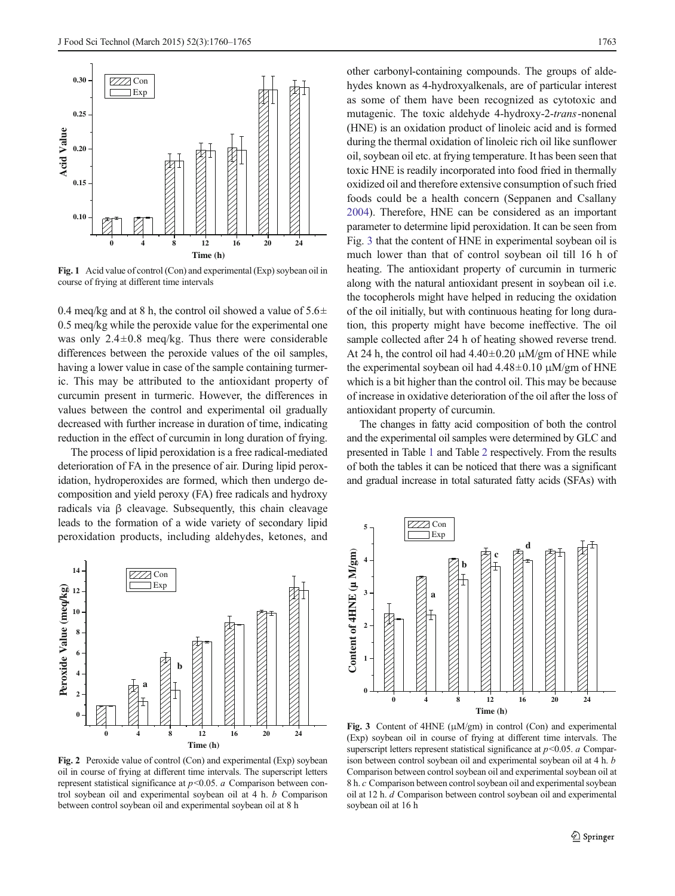Fig. 1 Acid value of control (Con) and experimental (Exp) soybean oil in course of frying at different time intervals

0.4 meq/kg and at 8 h, the control oil showed a value of 5.6± 0.5 meq/kg while the peroxide value for the experimental one was only 2.4±0.8 meq/kg. Thus there were considerable differences between the peroxide values of the oil samples, having a lower value in case of the sample containing turmeric. This may be attributed to the antioxidant property of curcumin present in turmeric. However, the differences in values between the control and experimental oil gradually decreased with further increase in duration of time, indicating reduction in the effect of curcumin in long duration of frying.

The process of lipid peroxidation is a free radical-mediated deterioration of FA in the presence of air. During lipid peroxidation, hydroperoxides are formed, which then undergo decomposition and yield peroxy (FA) free radicals and hydroxy radicals via β cleavage. Subsequently, this chain cleavage leads to the formation of a wide variety of secondary lipid peroxidation products, including aldehydes, ketones, and other carbonyl-containing compounds. The groups of aldehydes known as 4-hydroxyalkenals, are of particular interest as some of them have been recognized as cytotoxic and mutagenic. The toxic aldehyde 4-hydroxy-2-*trans*-nonenal (HNE) is an oxidation product of linoleic acid and is formed during the thermal oxidation of linoleic rich oil like sunflower oil, soybean oil etc. at frying temperature. It has been seen that toxic HNE is readily incorporated into food fried in thermally oxidized oil and therefore extensive consumption of such fried foods could be a health concern (Seppanen and Csallany 2004). Therefore, HNE can be considered as an important parameter to determine lipid peroxidation. It can be seen from Fig. 3 that the content of HNE in experimental soybean oil is much lower than that of control soybean oil till 16 h of heating. The antioxidant property of curcumin in turmeric along with the natural antioxidant present in soybean oil i.e. the tocopherols might have helped in reducing the oxidation of the oil initially, but with continuous heating for long duration, this property might have become ineffective. The oil sample collected after 24 h of heating showed reverse trend. At 24 h, the control oil had 4.40±0.20 μM/gm of HNE while the experimental soybean oil had 4.48±0.10 μM/gm of HNE which is a bit higher than the control oil. This may be because of increase in oxidative deterioration of the oil after the loss of antioxidant property of curcumin.

The changes in fatty acid composition of both the control and the experimental oil samples were determined by GLC and presented in Table 1 and Table 2 respectively. From the results of both the tables it can be noticed that there was a significant and gradual increase in total saturated fatty acids (SFAs) with

Fig. 2 Peroxide value of control (Con) and experimental (Exp) soybean oil in course of frying at different time intervals. The superscript letters represent statistical significance at $p<0.05$. *a* Comparison between control soybean oil and experimental soybean oil at 4 h. *b* Comparison between control soybean oil and experimental soybean oil at 8 h

Fig. 3 Content of 4HNE (μM/gm) in control (Con) and experimental (Exp) soybean oil in course of frying at different time intervals. The superscript letters represent statistical significance at $p<0.05$. *a* Comparison between control soybean oil and experimental soybean oil at 4 h. *b* Comparison between control soybean oil and experimental soybean oil at 8 h. *c* Comparison between control soybean oil and experimental soybean oil at 12 h. *d* Comparison between control soybean oil and experimental soybean oil at 16 h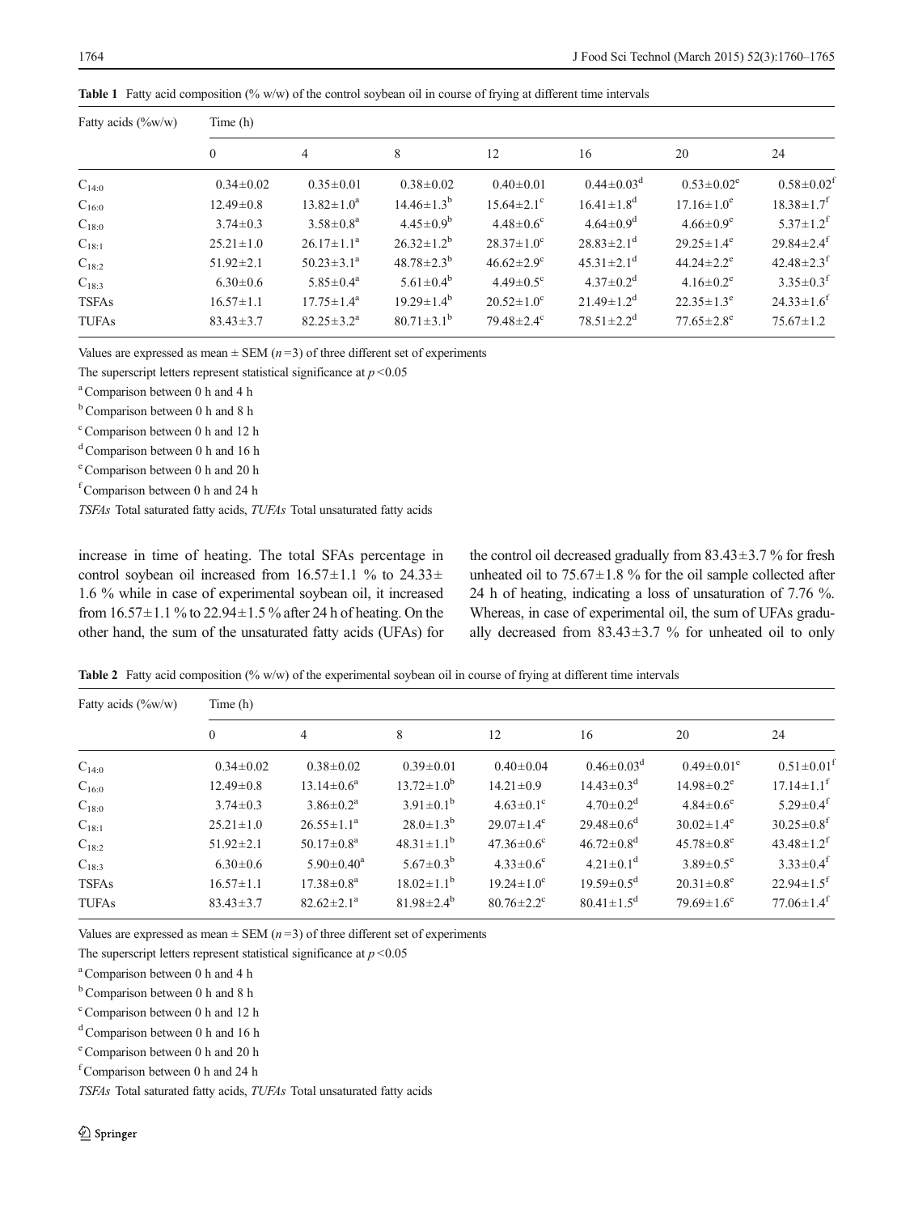**Table 1** Fatty acid composition (% w/w) of the control soybean oil in course of frying at different time intervals

| Fatty acids (%w/w) | Time (h) | | | | | | |
|---|---|---|---|---|---|---|---|
| | 0 | 4 | 8 | 12 | 16 | 20 | 24 |
| $C_{14:0}$ | 0.34±0.02 | 0.35±0.01 | 0.38±0.02 | 0.40±0.01 | 0.44±0.03[d] | 0.53±0.02[e] | 0.58±0.02[f] |
| $C_{16:0}$ | 12.49±0.8 | 13.82±1.0[a] | 14.46±1.3[b] | 15.64±2.1[c] | 16.41±1.8[d] | 17.16±1.0[e] | 18.38±1.7[f] |
| $C_{18:0}$ | 3.74±0.3 | 3.58±0.8[a] | 4.45±0.9[b] | 4.48±0.6[c] | 4.64±0.9[d] | 4.66±0.9[e] | 5.37±1.2[f] |
| $C_{18:1}$ | 25.21±1.0 | 26.17±1.1[a] | 26.32±1.2[b] | 28.37±1.0[c] | 28.83±2.1[d] | 29.25±1.4[e] | 29.84±2.4[f] |
| $C_{18:2}$ | 51.92±2.1 | 50.23±3.1[a] | 48.78±2.3[b] | 46.62±2.9[c] | 45.31±2.1[d] | 44.24±2.2[e] | 42.48±2.3[f] |
| $C_{18:3}$ | 6.30±0.6 | 5.85±0.4[a] | 5.61±0.4[b] | 4.49±0.5[c] | 4.37±0.2[d] | 4.16±0.2[e] | 3.35±0.3[f] |
| TSFAs | 16.57±1.1 | 17.75±1.4[a] | 19.29±1.4[b] | 20.52±1.0[c] | 21.49±1.2[d] | 22.35±1.3[e] | 24.33±1.6[f] |
| TUFAs | 83.43±3.7 | 82.25±3.2[a] | 80.71±3.1[b] | 79.48±2.4[c] | 78.51±2.2[d] | 77.65±2.8[e] | 75.67±1.2 |

Values are expressed as mean ± SEM ($n=3$) of three different set of experiments

The superscript letters represent statistical significance at $p<0.05$

[a] Comparison between 0 h and 4 h

[b] Comparison between 0 h and 8 h

[c] Comparison between 0 h and 12 h

[d] Comparison between 0 h and 16 h

[e] Comparison between 0 h and 20 h

[f] Comparison between 0 h and 24 h

*TSFAs* Total saturated fatty acids, *TUFAs* Total unsaturated fatty acids

increase in time of heating. The total SFAs percentage in control soybean oil increased from 16.57±1.1 % to 24.33±1.6 % while in case of experimental soybean oil, it increased from 16.57±1.1 % to 22.94±1.5 % after 24 h of heating. On the other hand, the sum of the unsaturated fatty acids (UFAs) for the control oil decreased gradually from 83.43±3.7 % for fresh unheated oil to 75.67±1.8 % for the oil sample collected after 24 h of heating, indicating a loss of unsaturation of 7.76 %. Whereas, in case of experimental oil, the sum of UFAs gradually decreased from 83.43±3.7 % for unheated oil to only

**Table 2** Fatty acid composition (% w/w) of the experimental soybean oil in course of frying at different time intervals

| Fatty acids (%w/w) | Time (h) | | | | | | |
|---|---|---|---|---|---|---|---|
| | 0 | 4 | 8 | 12 | 16 | 20 | 24 |
| $C_{14:0}$ | 0.34±0.02 | 0.38±0.02 | 0.39±0.01 | 0.40±0.04 | 0.46±0.03[d] | 0.49±0.01[e] | 0.51±0.01[f] |
| $C_{16:0}$ | 12.49±0.8 | 13.14±0.6[a] | 13.72±1.0[b] | 14.21±0.9 | 14.43±0.3[d] | 14.98±0.2[e] | 17.14±1.1[f] |
| $C_{18:0}$ | 3.74±0.3 | 3.86±0.2[a] | 3.91±0.1[b] | 4.63±0.1[c] | 4.70±0.2[d] | 4.84±0.6[e] | 5.29±0.4[f] |
| $C_{18:1}$ | 25.21±1.0 | 26.55±1.1[a] | 28.0±1.3[b] | 29.07±1.4[c] | 29.48±0.6[d] | 30.02±1.4[e] | 30.25±0.8[f] |
| $C_{18:2}$ | 51.92±2.1 | 50.17±0.8[a] | 48.31±1.1[b] | 47.36±0.6[c] | 46.72±0.8[d] | 45.78±0.8[e] | 43.48±1.2[f] |
| $C_{18:3}$ | 6.30±0.6 | 5.90±0.40[a] | 5.67±0.3[b] | 4.33±0.6[c] | 4.21±0.1[d] | 3.89±0.5[e] | 3.33±0.4[f] |
| TSFAs | 16.57±1.1 | 17.38±0.8[a] | 18.02±1.1[b] | 19.24±1.0[c] | 19.59±0.5[d] | 20.31±0.8[e] | 22.94±1.5[f] |
| TUFAs | 83.43±3.7 | 82.62±2.1[a] | 81.98±2.4[b] | 80.76±2.2[c] | 80.41±1.5[d] | 79.69±1.6[e] | 77.06±1.4[f] |

Values are expressed as mean ± SEM ($n=3$) of three different set of experiments

The superscript letters represent statistical significance at $p<0.05$

[a] Comparison between 0 h and 4 h

[b] Comparison between 0 h and 8 h

[c] Comparison between 0 h and 12 h

[d] Comparison between 0 h and 16 h

[e] Comparison between 0 h and 20 h

[f] Comparison between 0 h and 24 h

*TSFAs* Total saturated fatty acids, *TUFAs* Total unsaturated fatty acids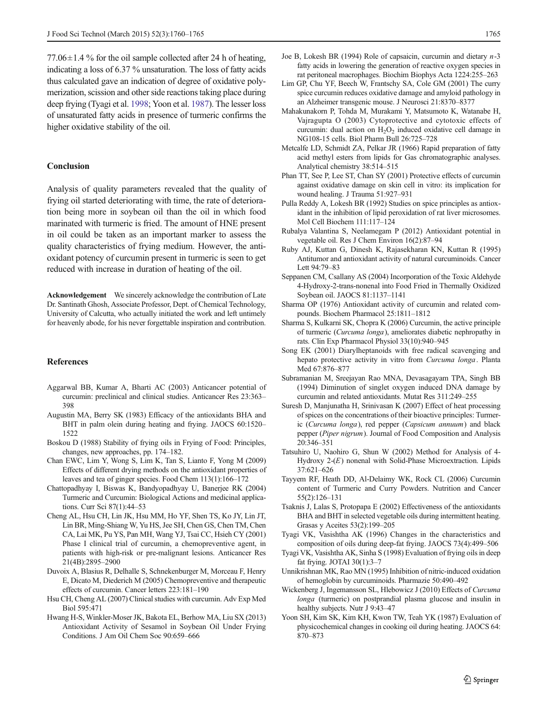77.06±1.4 % for the oil sample collected after 24 h of heating, indicating a loss of 6.37 % unsaturation. The loss of fatty acids thus calculated gave an indication of degree of oxidative polymerization, scission and other side reactions taking place during deep frying (Tyagi et al. 1998; Yoon et al. 1987). The lesser loss of unsaturated fatty acids in presence of turmeric confirms the higher oxidative stability of the oil.

## Conclusion

Analysis of quality parameters revealed that the quality of frying oil started deteriorating with time, the rate of deterioration being more in soybean oil than the oil in which food marinated with turmeric is fried. The amount of HNE present in oil could be taken as an important marker to assess the quality characteristics of frying medium. However, the antioxidant potency of curcumin present in turmeric is seen to get reduced with increase in duration of heating of the oil.

**Acknowledgement** We sincerely acknowledge the contribution of Late Dr. Santinath Ghosh, Associate Professor, Dept. of Chemical Technology, University of Calcutta, who actually initiated the work and left untimely for heavenly abode, for his never forgettable inspiration and contribution.

## References

Aggarwal BB, Kumar A, Bharti AC (2003) Anticancer potential of curcumin: preclinical and clinical studies. Anticancer Res 23:363–398

Augustin MA, Berry SK (1983) Efficacy of the antioxidants BHA and BHT in palm olein during heating and frying. JAOCS 60:1520–1522

Boskou D (1988) Stability of frying oils in Frying of Food: Principles, changes, new approaches, pp. 174–182.

Chan EWC, Lim Y, Wong S, Lim K, Tan S, Lianto F, Yong M (2009) Effects of different drying methods on the antioxidant properties of leaves and tea of ginger species. Food Chem 113(1):166–172

Chattopadhyay I, Biswas K, Bandyopadhyay U, Banerjee RK (2004) Turmeric and Curcumin: Biological Actions and medicinal applications. Curr Sci 87(1):44–53

Cheng AL, Hsu CH, Lin JK, Hsu MM, Ho YF, Shen TS, Ko JY, Lin JT, Lin BR, Ming-Shiang W, Yu HS, Jee SH, Chen GS, Chen TM, Chen CA, Lai MK, Pu YS, Pan MH, Wang YJ, Tsai CC, Hsieh CY (2001) Phase I clinical trial of curcumin, a chemopreventive agent, in patients with high-risk or pre-malignant lesions. Anticancer Res 21(4B):2895–2900

Duvoix A, Blasius R, Delhalle S, Schnekenburger M, Morceau F, Henry E, Dicato M, Diederich M (2005) Chemopreventive and therapeutic effects of curcumin. Cancer letters 223:181–190

Hsu CH, Cheng AL (2007) Clinical studies with curcumin. Adv Exp Med Biol 595:471

Hwang H-S, Winkler-Moser JK, Bakota EL, Berhow MA, Liu SX (2013) Antioxidant Activity of Sesamol in Soybean Oil Under Frying Conditions. J Am Oil Chem Soc 90:659–666

Joe B, Lokesh BR (1994) Role of capsaicin, curcumin and dietary *n*-3 fatty acids in lowering the generation of reactive oxygen species in rat peritoneal macrophages. Biochim Biophys Acta 1224:255–263

Lim GP, Chu YF, Beech W, Frantschy SA, Cole GM (2001) The curry spice curcumin reduces oxidative damage and amyloid pathology in an Alzheimer transgenic mouse. J Neurosci 21:8370–8377

Mahakunakorn P, Tohda M, Murakami Y, Matsumoto K, Watanabe H, Vajragupta O (2003) Cytoprotective and cytotoxic effects of curcumin: dual action on $H_2O_2$ induced oxidative cell damage in NG108-15 cells. Biol Pharm Bull 26:725–728

Metcalfe LD, Schmidt ZA, Pelkar JR (1966) Rapid preparation of fatty acid methyl esters from lipids for Gas chromatographic analyses. Analytical chemistry 38:514–515

Phan TT, See P, Lee ST, Chan SY (2001) Protective effects of curcumin against oxidative damage on skin cell in vitro: its implication for wound healing. J Trauma 51:927–931

Pulla Reddy A, Lokesh BR (1992) Studies on spice principles as antioxidant in the inhibition of lipid peroxidation of rat liver microsomes. Mol Cell Biochem 111:117–124

Rubalya Valantina S, Neelamegam P (2012) Antioxidant potential in vegetable oil. Res J Chem Environ 16(2):87–94

Ruby AJ, Kuttan G, Dinesh K, Rajasekharan KN, Kuttan R (1995) Antitumor and antioxidant activity of natural curcuminoids. Cancer Lett 94:79–83

Seppanen CM, Csallany AS (2004) Incorporation of the Toxic Aldehyde 4-Hydroxy-2-trans-nonenal into Food Fried in Thermally Oxidized Soybean oil. JAOCS 81:1137–1141

Sharma OP (1976) Antioxidant activity of curcumin and related compounds. Biochem Pharmacol 25:1811–1812

Sharma S, Kulkarni SK, Chopra K (2006) Curcumin, the active principle of turmeric (*Curcuma longa*), ameliorates diabetic nephropathy in rats. Clin Exp Pharmacol Physiol 33(10):940–945

Song EK (2001) Diarylheptanoids with free radical scavenging and hepato protective activity in vitro from *Curcuma longa*. Planta Med 67:876–877

Subramanian M, Sreejayan Rao MNA, Devasagayam TPA, Singh BB (1994) Diminution of singlet oxygen induced DNA damage by curcumin and related antioxidants. Mutat Res 311:249–255

Suresh D, Manjunatha H, Srinivasan K (2007) Effect of heat processing of spices on the concentrations of their bioactive principles: Turmeric (*Curcuma longa*), red pepper (*Capsicum annuum*) and black pepper (*Piper nigrum*). Journal of Food Composition and Analysis 20:346–351

Tatsuhiro U, Naohiro G, Shun W (2002) Method for Analysis of 4-Hydroxy 2-(*E*) nonenal with Solid-Phase Microextraction. Lipids 37:621–626

Tayyem RF, Heath DD, Al-Delaimy WK, Rock CL (2006) Curcumin content of Turmeric and Curry Powders. Nutrition and Cancer 55(2):126–131

Tsaknis J, Lalas S, Protopapa E (2002) Effectiveness of the antioxidants BHA and BHT in selected vegetable oils during intermittent heating. Grasas y Aceites 53(2):199–205

Tyagi VK, Vasishtha AK (1996) Changes in the characteristics and composition of oils during deep-fat frying. JAOCS 73(4):499–506

Tyagi VK, Vasishtha AK, Sinha S (1998) Evaluation of frying oils in deep fat frying. JOTAI 30(1):3–7

Unnikrishnan MK, Rao MN (1995) Inhibition of nitric-induced oxidation of hemoglobin by curcuminoids. Pharmazie 50:490–492

Wickenberg J, Ingemansson SL, Hlebowicz J (2010) Effects of *Curcuma longa* (turmeric) on postprandial plasma glucose and insulin in healthy subjects. Nutr J 9:43–47

Yoon SH, Kim SK, Kim KH, Kwon TW, Teah YK (1987) Evaluation of physicochemical changes in cooking oil during heating. JAOCS 64:870–873